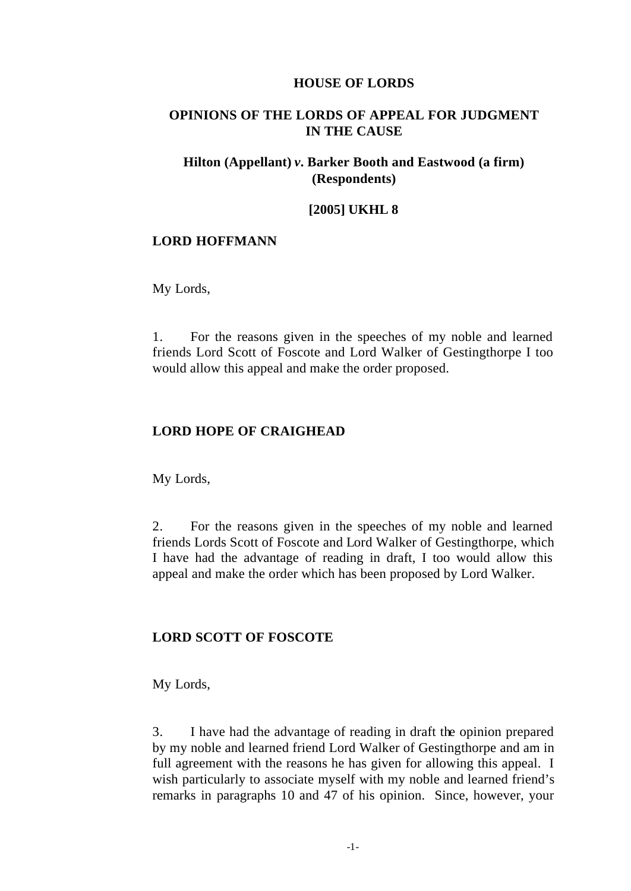**HOUSE OF LORDS**

**OPINIONS OF THE LORDS OF APPEAL FOR JUDGMENT IN THE CAUSE**

**Hilton (Appellant) *v.* Barker Booth and Eastwood (a firm) (Respondents)**

**[2005] UKHL 8**

**LORD HOFFMANN**

My Lords,

1. For the reasons given in the speeches of my noble and learned friends Lord Scott of Foscote and Lord Walker of Gestingthorpe I too would allow this appeal and make the order proposed.

**LORD HOPE OF CRAIGHEAD**

My Lords,

2. For the reasons given in the speeches of my noble and learned friends Lords Scott of Foscote and Lord Walker of Gestingthorpe, which I have had the advantage of reading in draft, I too would allow this appeal and make the order which has been proposed by Lord Walker.

**LORD SCOTT OF FOSCOTE**

My Lords,

3. I have had the advantage of reading in draft the opinion prepared by my noble and learned friend Lord Walker of Gestingthorpe and am in full agreement with the reasons he has given for allowing this appeal. I wish particularly to associate myself with my noble and learned friend's remarks in paragraphs 10 and 47 of his opinion. Since, however, your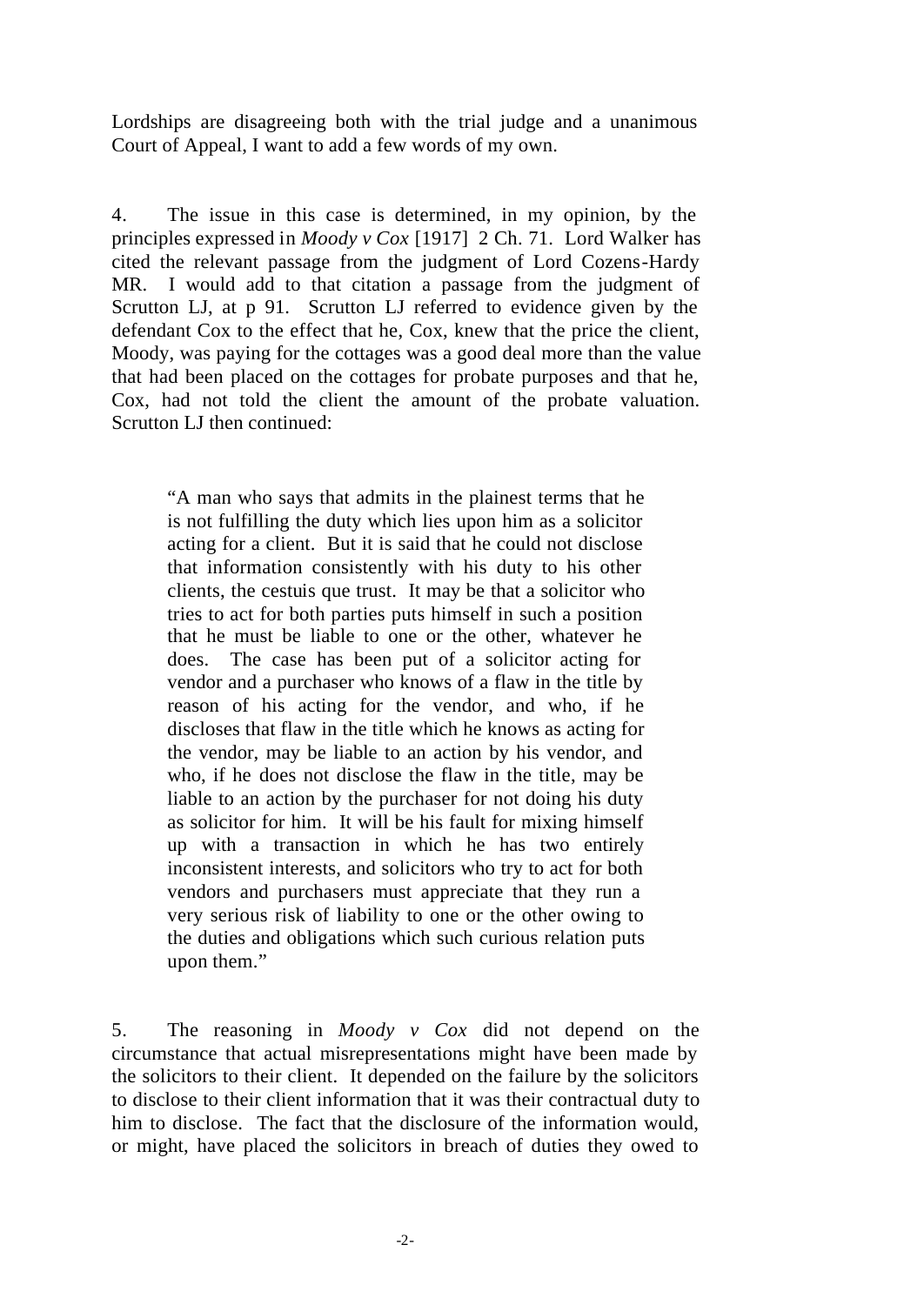Lordships are disagreeing both with the trial judge and a unanimous Court of Appeal, I want to add a few words of my own.

4. The issue in this case is determined, in my opinion, by the principles expressed in *Moody v Cox* [1917] 2 Ch. 71. Lord Walker has cited the relevant passage from the judgment of Lord Cozens-Hardy MR. I would add to that citation a passage from the judgment of Scrutton LJ, at p 91. Scrutton LJ referred to evidence given by the defendant Cox to the effect that he, Cox, knew that the price the client, Moody, was paying for the cottages was a good deal more than the value that had been placed on the cottages for probate purposes and that he, Cox, had not told the client the amount of the probate valuation. Scrutton LJ then continued:

> "A man who says that admits in the plainest terms that he is not fulfilling the duty which lies upon him as a solicitor acting for a client. But it is said that he could not disclose that information consistently with his duty to his other clients, the cestuis que trust. It may be that a solicitor who tries to act for both parties puts himself in such a position that he must be liable to one or the other, whatever he does. The case has been put of a solicitor acting for vendor and a purchaser who knows of a flaw in the title by reason of his acting for the vendor, and who, if he discloses that flaw in the title which he knows as acting for the vendor, may be liable to an action by his vendor, and who, if he does not disclose the flaw in the title, may be liable to an action by the purchaser for not doing his duty as solicitor for him. It will be his fault for mixing himself up with a transaction in which he has two entirely inconsistent interests, and solicitors who try to act for both vendors and purchasers must appreciate that they run a very serious risk of liability to one or the other owing to the duties and obligations which such curious relation puts upon them."

5. The reasoning in *Moody v Cox* did not depend on the circumstance that actual misrepresentations might have been made by the solicitors to their client. It depended on the failure by the solicitors to disclose to their client information that it was their contractual duty to him to disclose. The fact that the disclosure of the information would, or might, have placed the solicitors in breach of duties they owed to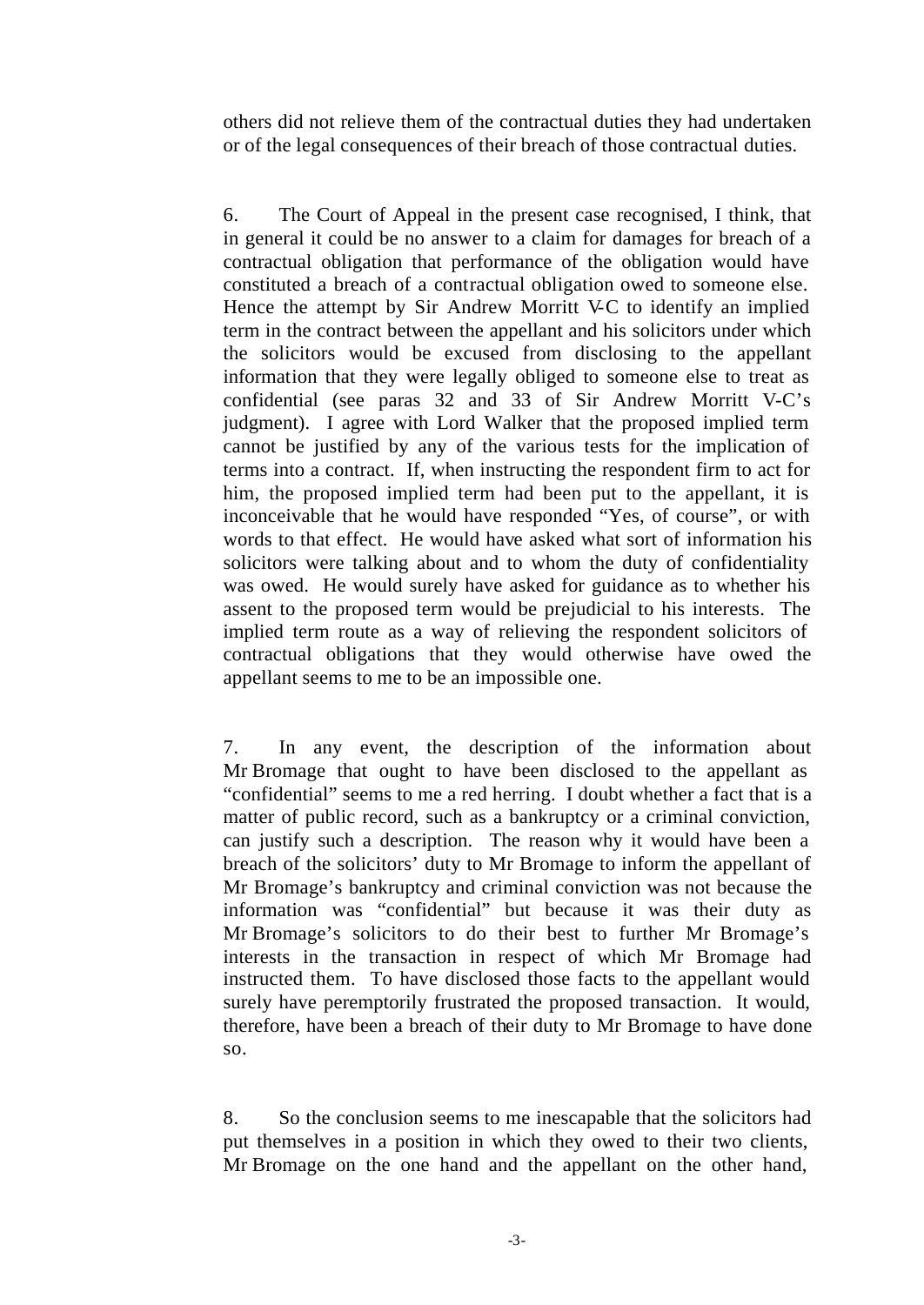others did not relieve them of the contractual duties they had undertaken or of the legal consequences of their breach of those contractual duties.

6. The Court of Appeal in the present case recognised, I think, that in general it could be no answer to a claim for damages for breach of a contractual obligation that performance of the obligation would have constituted a breach of a contractual obligation owed to someone else. Hence the attempt by Sir Andrew Morritt V-C to identify an implied term in the contract between the appellant and his solicitors under which the solicitors would be excused from disclosing to the appellant information that they were legally obliged to someone else to treat as confidential (see paras 32 and 33 of Sir Andrew Morritt V-C's judgment). I agree with Lord Walker that the proposed implied term cannot be justified by any of the various tests for the implication of terms into a contract. If, when instructing the respondent firm to act for him, the proposed implied term had been put to the appellant, it is inconceivable that he would have responded "Yes, of course", or with words to that effect. He would have asked what sort of information his solicitors were talking about and to whom the duty of confidentiality was owed. He would surely have asked for guidance as to whether his assent to the proposed term would be prejudicial to his interests. The implied term route as a way of relieving the respondent solicitors of contractual obligations that they would otherwise have owed the appellant seems to me to be an impossible one.

7. In any event, the description of the information about Mr Bromage that ought to have been disclosed to the appellant as "confidential" seems to me a red herring. I doubt whether a fact that is a matter of public record, such as a bankruptcy or a criminal conviction, can justify such a description. The reason why it would have been a breach of the solicitors' duty to Mr Bromage to inform the appellant of Mr Bromage's bankruptcy and criminal conviction was not because the information was "confidential" but because it was their duty as Mr Bromage's solicitors to do their best to further Mr Bromage's interests in the transaction in respect of which Mr Bromage had instructed them. To have disclosed those facts to the appellant would surely have peremptorily frustrated the proposed transaction. It would, therefore, have been a breach of their duty to Mr Bromage to have done so.

8. So the conclusion seems to me inescapable that the solicitors had put themselves in a position in which they owed to their two clients, Mr Bromage on the one hand and the appellant on the other hand,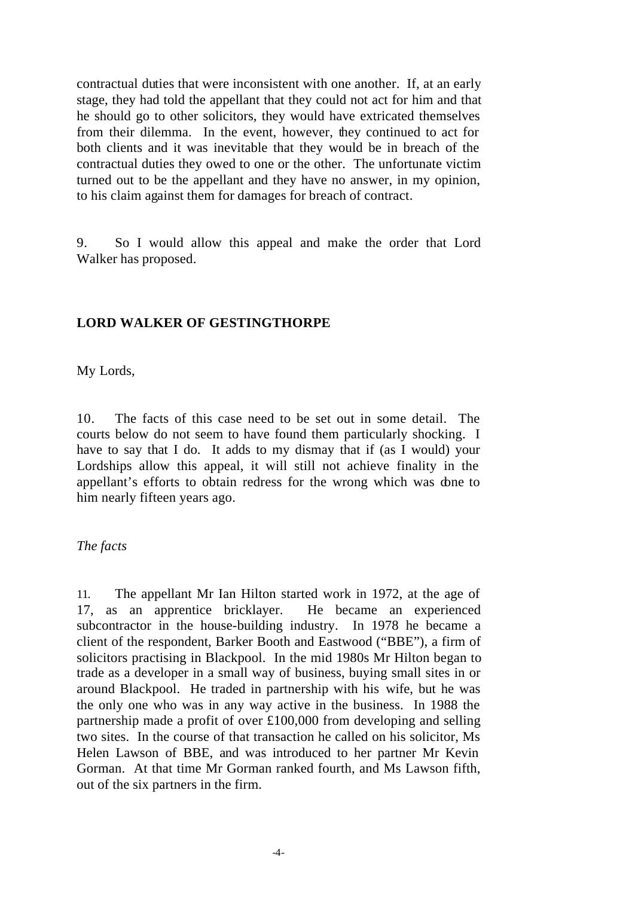contractual duties that were inconsistent with one another. If, at an early stage, they had told the appellant that they could not act for him and that he should go to other solicitors, they would have extricated themselves from their dilemma. In the event, however, they continued to act for both clients and it was inevitable that they would be in breach of the contractual duties they owed to one or the other. The unfortunate victim turned out to be the appellant and they have no answer, in my opinion, to his claim against them for damages for breach of contract.

9. So I would allow this appeal and make the order that Lord Walker has proposed.

**LORD WALKER OF GESTINGTHORPE**

My Lords,

10. The facts of this case need to be set out in some detail. The courts below do not seem to have found them particularly shocking. I have to say that I do. It adds to my dismay that if (as I would) your Lordships allow this appeal, it will still not achieve finality in the appellant's efforts to obtain redress for the wrong which was done to him nearly fifteen years ago.

*The facts*

11. The appellant Mr Ian Hilton started work in 1972, at the age of 17, as an apprentice bricklayer. He became an experienced subcontractor in the house-building industry. In 1978 he became a client of the respondent, Barker Booth and Eastwood ("BBE"), a firm of solicitors practising in Blackpool. In the mid 1980s Mr Hilton began to trade as a developer in a small way of business, buying small sites in or around Blackpool. He traded in partnership with his wife, but he was the only one who was in any way active in the business. In 1988 the partnership made a profit of over £100,000 from developing and selling two sites. In the course of that transaction he called on his solicitor, Ms Helen Lawson of BBE, and was introduced to her partner Mr Kevin Gorman. At that time Mr Gorman ranked fourth, and Ms Lawson fifth, out of the six partners in the firm.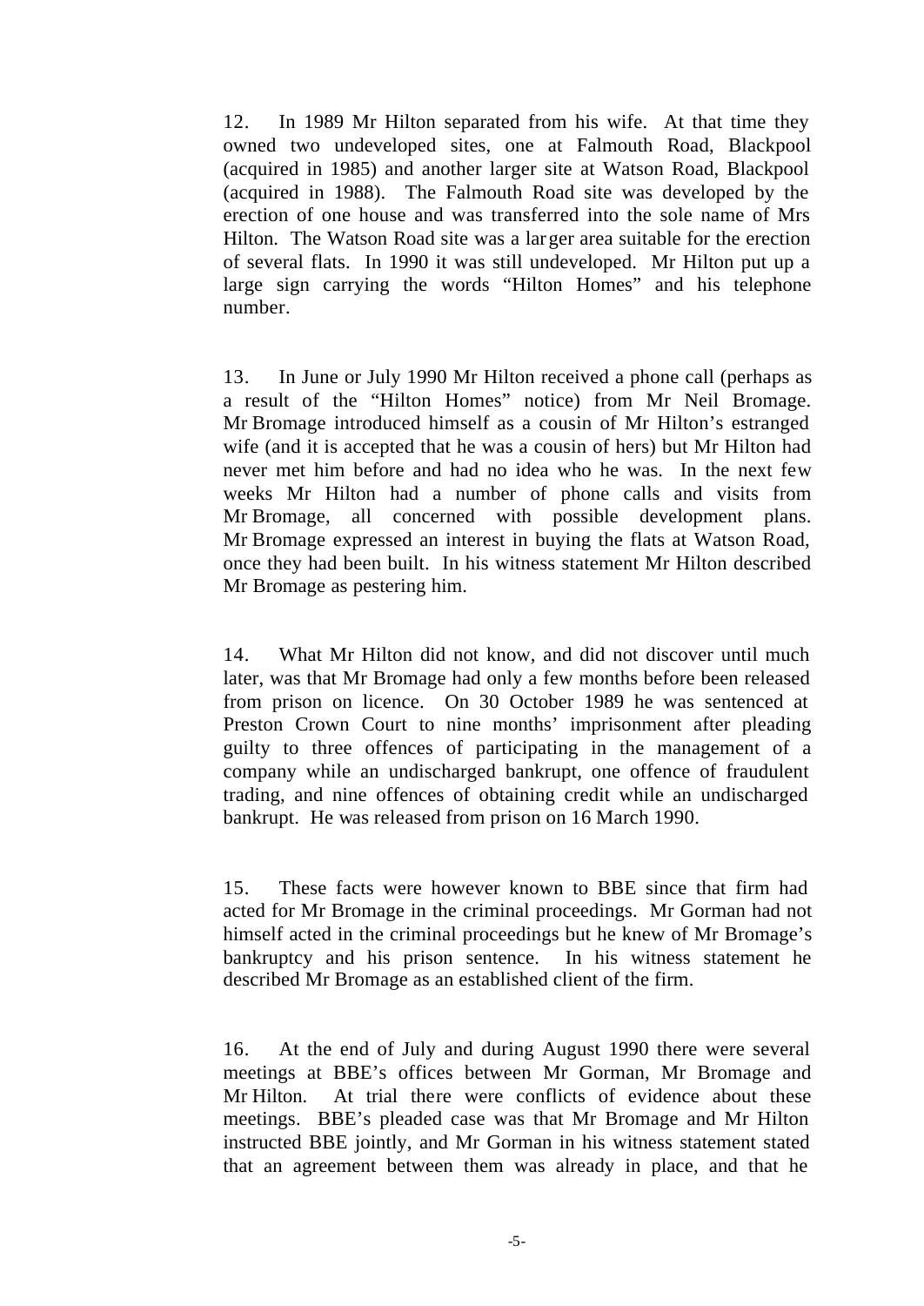12. In 1989 Mr Hilton separated from his wife. At that time they owned two undeveloped sites, one at Falmouth Road, Blackpool (acquired in 1985) and another larger site at Watson Road, Blackpool (acquired in 1988). The Falmouth Road site was developed by the erection of one house and was transferred into the sole name of Mrs Hilton. The Watson Road site was a larger area suitable for the erection of several flats. In 1990 it was still undeveloped. Mr Hilton put up a large sign carrying the words "Hilton Homes" and his telephone number.

13. In June or July 1990 Mr Hilton received a phone call (perhaps as a result of the "Hilton Homes" notice) from Mr Neil Bromage. Mr Bromage introduced himself as a cousin of Mr Hilton's estranged wife (and it is accepted that he was a cousin of hers) but Mr Hilton had never met him before and had no idea who he was. In the next few weeks Mr Hilton had a number of phone calls and visits from Mr Bromage, all concerned with possible development plans. Mr Bromage expressed an interest in buying the flats at Watson Road, once they had been built. In his witness statement Mr Hilton described Mr Bromage as pestering him.

14. What Mr Hilton did not know, and did not discover until much later, was that Mr Bromage had only a few months before been released from prison on licence. On 30 October 1989 he was sentenced at Preston Crown Court to nine months' imprisonment after pleading guilty to three offences of participating in the management of a company while an undischarged bankrupt, one offence of fraudulent trading, and nine offences of obtaining credit while an undischarged bankrupt. He was released from prison on 16 March 1990.

15. These facts were however known to BBE since that firm had acted for Mr Bromage in the criminal proceedings. Mr Gorman had not himself acted in the criminal proceedings but he knew of Mr Bromage's bankruptcy and his prison sentence. In his witness statement he described Mr Bromage as an established client of the firm.

16. At the end of July and during August 1990 there were several meetings at BBE's offices between Mr Gorman, Mr Bromage and Mr Hilton. At trial there were conflicts of evidence about these meetings. BBE's pleaded case was that Mr Bromage and Mr Hilton instructed BBE jointly, and Mr Gorman in his witness statement stated that an agreement between them was already in place, and that he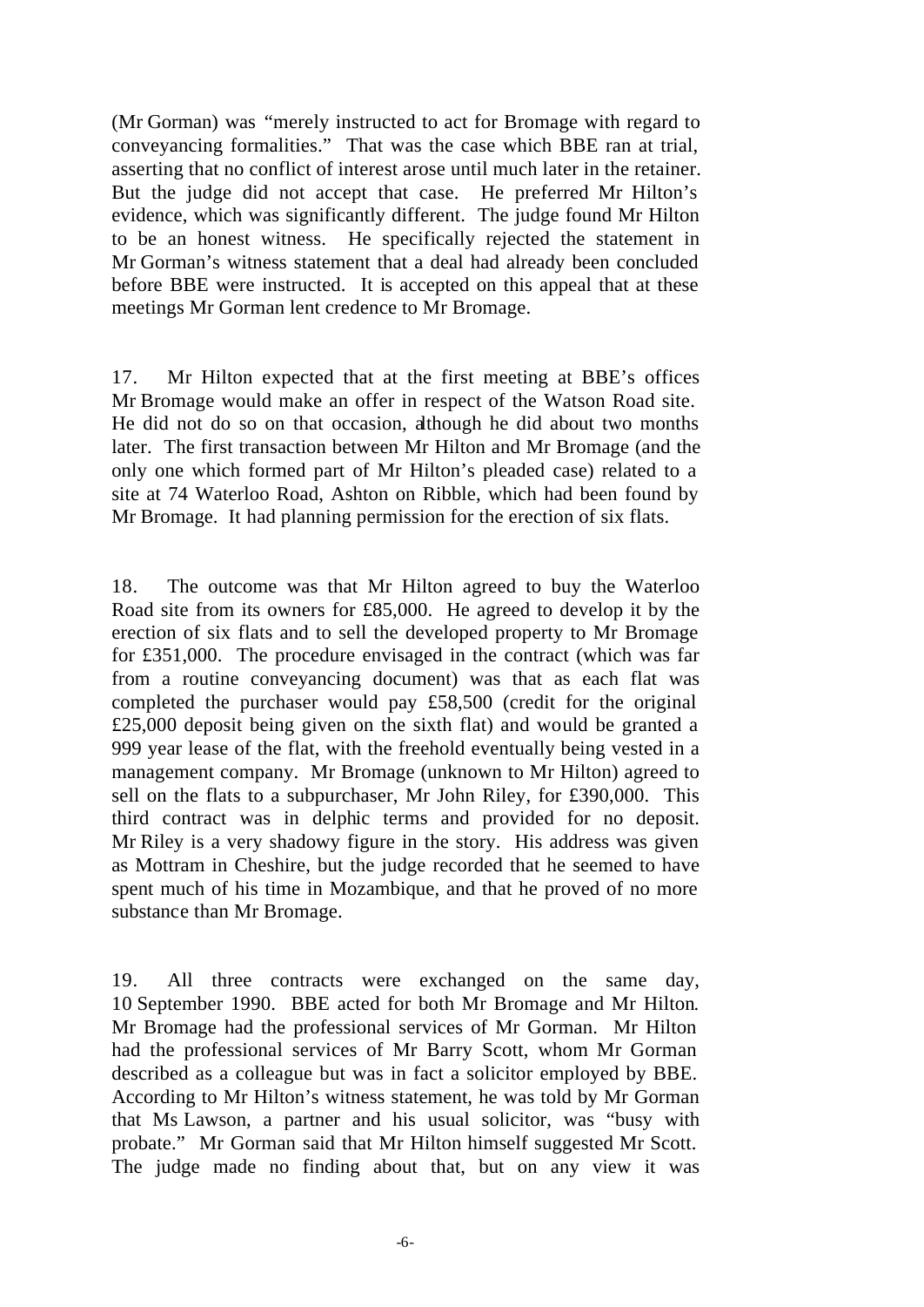(Mr Gorman) was "merely instructed to act for Bromage with regard to conveyancing formalities." That was the case which BBE ran at trial, asserting that no conflict of interest arose until much later in the retainer. But the judge did not accept that case. He preferred Mr Hilton's evidence, which was significantly different. The judge found Mr Hilton to be an honest witness. He specifically rejected the statement in Mr Gorman's witness statement that a deal had already been concluded before BBE were instructed. It is accepted on this appeal that at these meetings Mr Gorman lent credence to Mr Bromage.

17. Mr Hilton expected that at the first meeting at BBE's offices Mr Bromage would make an offer in respect of the Watson Road site. He did not do so on that occasion, although he did about two months later. The first transaction between Mr Hilton and Mr Bromage (and the only one which formed part of Mr Hilton's pleaded case) related to a site at 74 Waterloo Road, Ashton on Ribble, which had been found by Mr Bromage. It had planning permission for the erection of six flats.

18. The outcome was that Mr Hilton agreed to buy the Waterloo Road site from its owners for £85,000. He agreed to develop it by the erection of six flats and to sell the developed property to Mr Bromage for £351,000. The procedure envisaged in the contract (which was far from a routine conveyancing document) was that as each flat was completed the purchaser would pay £58,500 (credit for the original £25,000 deposit being given on the sixth flat) and would be granted a 999 year lease of the flat, with the freehold eventually being vested in a management company. Mr Bromage (unknown to Mr Hilton) agreed to sell on the flats to a subpurchaser, Mr John Riley, for £390,000. This third contract was in delphic terms and provided for no deposit. Mr Riley is a very shadowy figure in the story. His address was given as Mottram in Cheshire, but the judge recorded that he seemed to have spent much of his time in Mozambique, and that he proved of no more substance than Mr Bromage.

19. All three contracts were exchanged on the same day, 10 September 1990. BBE acted for both Mr Bromage and Mr Hilton. Mr Bromage had the professional services of Mr Gorman. Mr Hilton had the professional services of Mr Barry Scott, whom Mr Gorman described as a colleague but was in fact a solicitor employed by BBE. According to Mr Hilton's witness statement, he was told by Mr Gorman that Ms Lawson, a partner and his usual solicitor, was "busy with probate." Mr Gorman said that Mr Hilton himself suggested Mr Scott. The judge made no finding about that, but on any view it was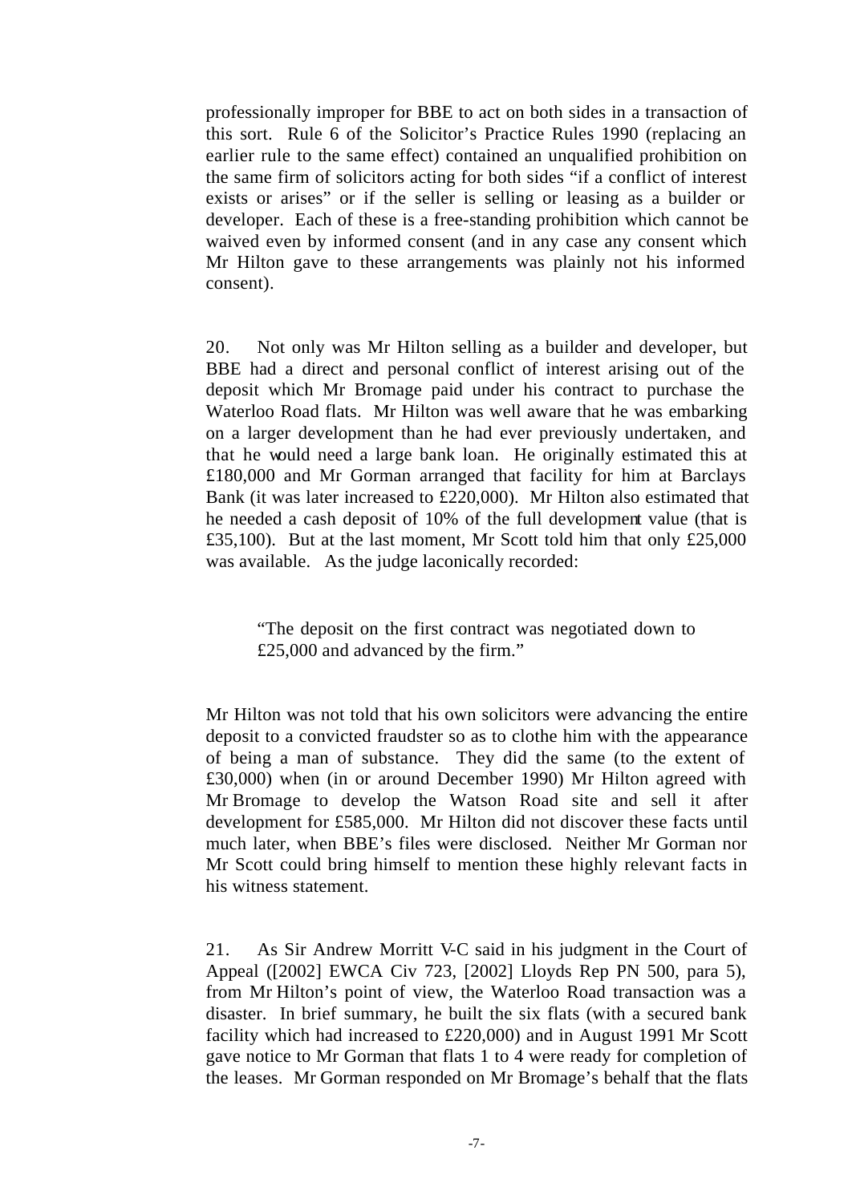professionally improper for BBE to act on both sides in a transaction of this sort. Rule 6 of the Solicitor's Practice Rules 1990 (replacing an earlier rule to the same effect) contained an unqualified prohibition on the same firm of solicitors acting for both sides "if a conflict of interest exists or arises" or if the seller is selling or leasing as a builder or developer. Each of these is a free-standing prohibition which cannot be waived even by informed consent (and in any case any consent which Mr Hilton gave to these arrangements was plainly not his informed consent).

20. Not only was Mr Hilton selling as a builder and developer, but BBE had a direct and personal conflict of interest arising out of the deposit which Mr Bromage paid under his contract to purchase the Waterloo Road flats. Mr Hilton was well aware that he was embarking on a larger development than he had ever previously undertaken, and that he would need a large bank loan. He originally estimated this at £180,000 and Mr Gorman arranged that facility for him at Barclays Bank (it was later increased to £220,000). Mr Hilton also estimated that he needed a cash deposit of 10% of the full development value (that is £35,100). But at the last moment, Mr Scott told him that only £25,000 was available. As the judge laconically recorded:

> "The deposit on the first contract was negotiated down to £25,000 and advanced by the firm."

Mr Hilton was not told that his own solicitors were advancing the entire deposit to a convicted fraudster so as to clothe him with the appearance of being a man of substance. They did the same (to the extent of £30,000) when (in or around December 1990) Mr Hilton agreed with Mr Bromage to develop the Watson Road site and sell it after development for £585,000. Mr Hilton did not discover these facts until much later, when BBE's files were disclosed. Neither Mr Gorman nor Mr Scott could bring himself to mention these highly relevant facts in his witness statement.

21. As Sir Andrew Morritt V-C said in his judgment in the Court of Appeal ([2002] EWCA Civ 723, [2002] Lloyds Rep PN 500, para 5), from Mr Hilton's point of view, the Waterloo Road transaction was a disaster. In brief summary, he built the six flats (with a secured bank facility which had increased to £220,000) and in August 1991 Mr Scott gave notice to Mr Gorman that flats 1 to 4 were ready for completion of the leases. Mr Gorman responded on Mr Bromage's behalf that the flats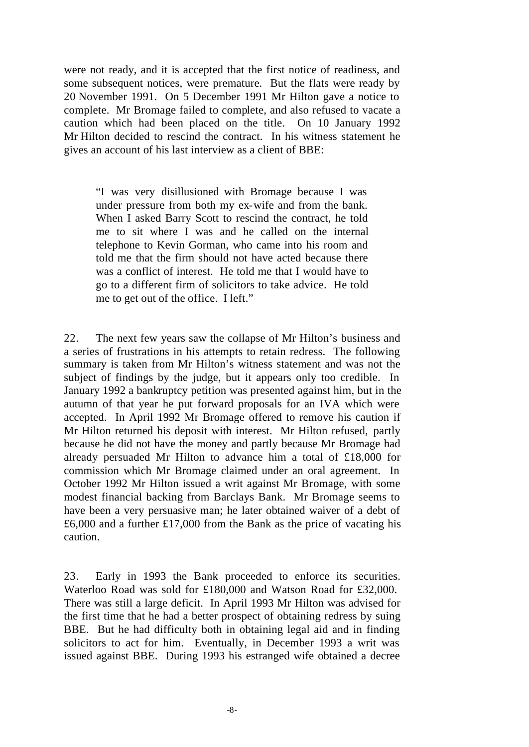were not ready, and it is accepted that the first notice of readiness, and some subsequent notices, were premature. But the flats were ready by 20 November 1991. On 5 December 1991 Mr Hilton gave a notice to complete. Mr Bromage failed to complete, and also refused to vacate a caution which had been placed on the title. On 10 January 1992 Mr Hilton decided to rescind the contract. In his witness statement he gives an account of his last interview as a client of BBE:

> "I was very disillusioned with Bromage because I was under pressure from both my ex-wife and from the bank. When I asked Barry Scott to rescind the contract, he told me to sit where I was and he called on the internal telephone to Kevin Gorman, who came into his room and told me that the firm should not have acted because there was a conflict of interest. He told me that I would have to go to a different firm of solicitors to take advice. He told me to get out of the office. I left."

22. The next few years saw the collapse of Mr Hilton's business and a series of frustrations in his attempts to retain redress. The following summary is taken from Mr Hilton's witness statement and was not the subject of findings by the judge, but it appears only too credible. In January 1992 a bankruptcy petition was presented against him, but in the autumn of that year he put forward proposals for an IVA which were accepted. In April 1992 Mr Bromage offered to remove his caution if Mr Hilton returned his deposit with interest. Mr Hilton refused, partly because he did not have the money and partly because Mr Bromage had already persuaded Mr Hilton to advance him a total of £18,000 for commission which Mr Bromage claimed under an oral agreement. In October 1992 Mr Hilton issued a writ against Mr Bromage, with some modest financial backing from Barclays Bank. Mr Bromage seems to have been a very persuasive man; he later obtained waiver of a debt of £6,000 and a further £17,000 from the Bank as the price of vacating his caution.

23. Early in 1993 the Bank proceeded to enforce its securities. Waterloo Road was sold for £180,000 and Watson Road for £32,000. There was still a large deficit. In April 1993 Mr Hilton was advised for the first time that he had a better prospect of obtaining redress by suing BBE. But he had difficulty both in obtaining legal aid and in finding solicitors to act for him. Eventually, in December 1993 a writ was issued against BBE. During 1993 his estranged wife obtained a decree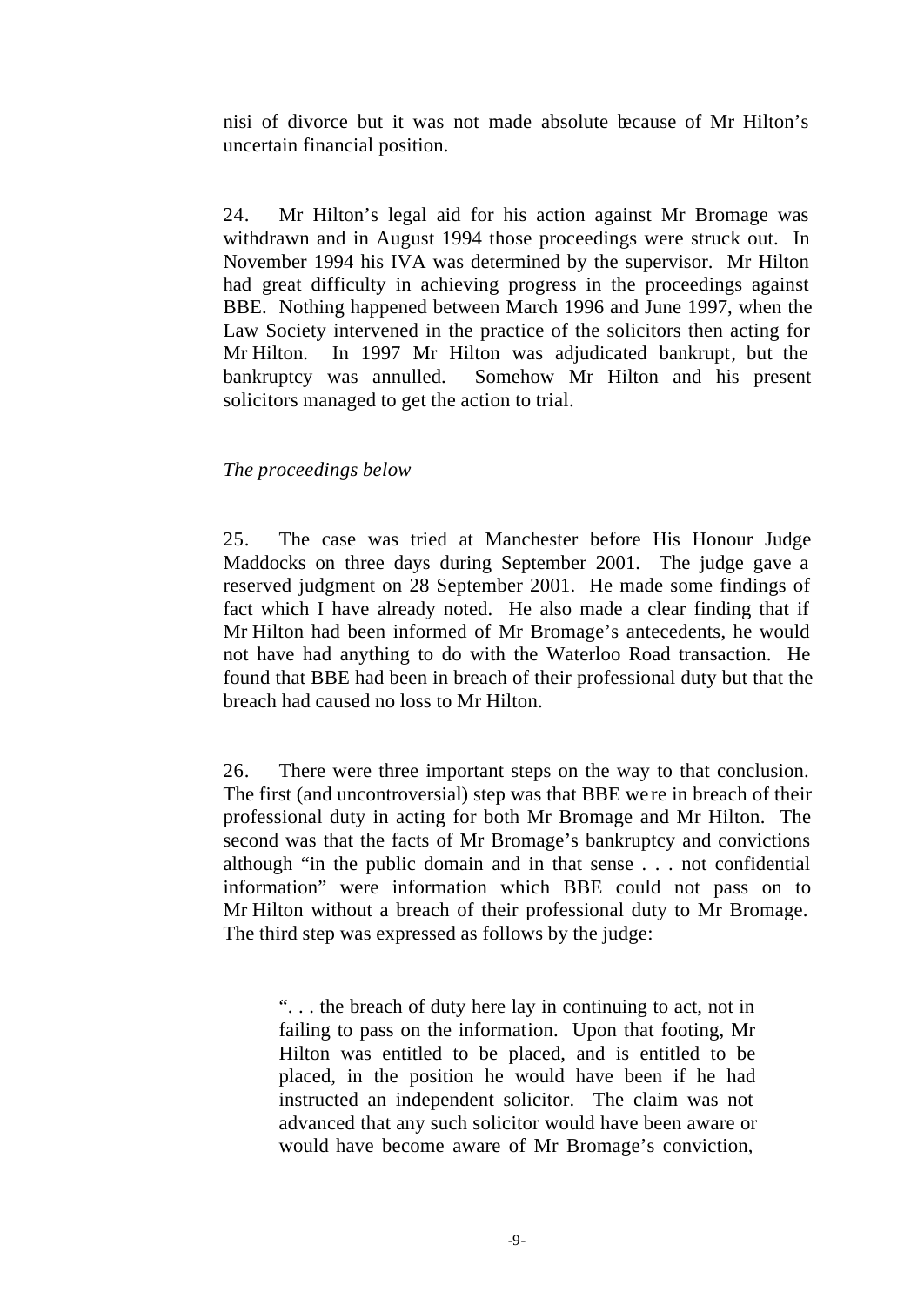nisi of divorce but it was not made absolute because of Mr Hilton's uncertain financial position.

24. Mr Hilton's legal aid for his action against Mr Bromage was withdrawn and in August 1994 those proceedings were struck out. In November 1994 his IVA was determined by the supervisor. Mr Hilton had great difficulty in achieving progress in the proceedings against BBE. Nothing happened between March 1996 and June 1997, when the Law Society intervened in the practice of the solicitors then acting for Mr Hilton. In 1997 Mr Hilton was adjudicated bankrupt, but the bankruptcy was annulled. Somehow Mr Hilton and his present solicitors managed to get the action to trial.

*The proceedings below*

25. The case was tried at Manchester before His Honour Judge Maddocks on three days during September 2001. The judge gave a reserved judgment on 28 September 2001. He made some findings of fact which I have already noted. He also made a clear finding that if Mr Hilton had been informed of Mr Bromage's antecedents, he would not have had anything to do with the Waterloo Road transaction. He found that BBE had been in breach of their professional duty but that the breach had caused no loss to Mr Hilton.

26. There were three important steps on the way to that conclusion. The first (and uncontroversial) step was that BBE were in breach of their professional duty in acting for both Mr Bromage and Mr Hilton. The second was that the facts of Mr Bromage's bankruptcy and convictions although "in the public domain and in that sense . . . not confidential information" were information which BBE could not pass on to Mr Hilton without a breach of their professional duty to Mr Bromage. The third step was expressed as follows by the judge:

> ". . . the breach of duty here lay in continuing to act, not in failing to pass on the information. Upon that footing, Mr Hilton was entitled to be placed, and is entitled to be placed, in the position he would have been if he had instructed an independent solicitor. The claim was not advanced that any such solicitor would have been aware or would have become aware of Mr Bromage's conviction,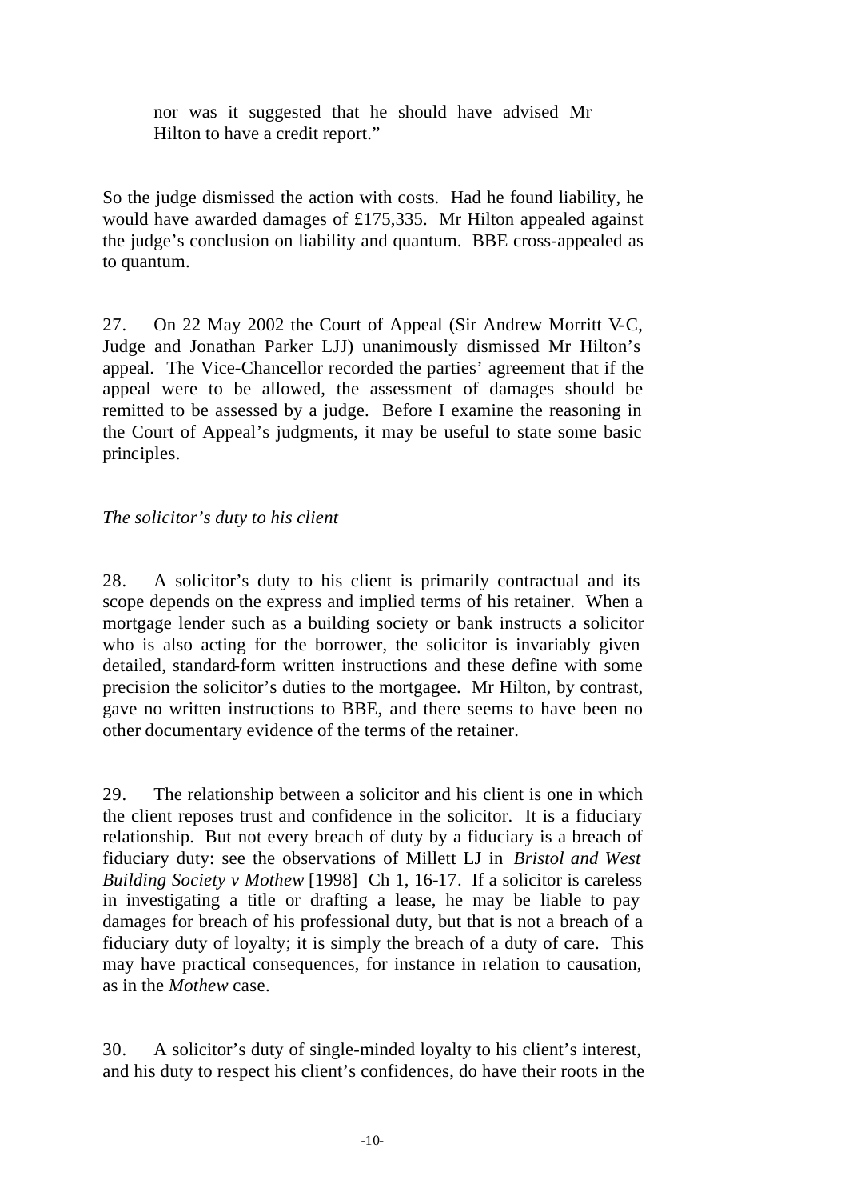> nor was it suggested that he should have advised Mr Hilton to have a credit report."

So the judge dismissed the action with costs. Had he found liability, he would have awarded damages of £175,335. Mr Hilton appealed against the judge's conclusion on liability and quantum. BBE cross-appealed as to quantum.

27. On 22 May 2002 the Court of Appeal (Sir Andrew Morritt V-C, Judge and Jonathan Parker LJJ) unanimously dismissed Mr Hilton's appeal. The Vice-Chancellor recorded the parties' agreement that if the appeal were to be allowed, the assessment of damages should be remitted to be assessed by a judge. Before I examine the reasoning in the Court of Appeal's judgments, it may be useful to state some basic principles.

*The solicitor's duty to his client*

28. A solicitor's duty to his client is primarily contractual and its scope depends on the express and implied terms of his retainer. When a mortgage lender such as a building society or bank instructs a solicitor who is also acting for the borrower, the solicitor is invariably given detailed, standard-form written instructions and these define with some precision the solicitor's duties to the mortgagee. Mr Hilton, by contrast, gave no written instructions to BBE, and there seems to have been no other documentary evidence of the terms of the retainer.

29. The relationship between a solicitor and his client is one in which the client reposes trust and confidence in the solicitor. It is a fiduciary relationship. But not every breach of duty by a fiduciary is a breach of fiduciary duty: see the observations of Millett LJ in *Bristol and West Building Society v Mothew* [1998] Ch 1, 16-17. If a solicitor is careless in investigating a title or drafting a lease, he may be liable to pay damages for breach of his professional duty, but that is not a breach of a fiduciary duty of loyalty; it is simply the breach of a duty of care. This may have practical consequences, for instance in relation to causation, as in the *Mothew* case.

30. A solicitor's duty of single-minded loyalty to his client's interest, and his duty to respect his client's confidences, do have their roots in the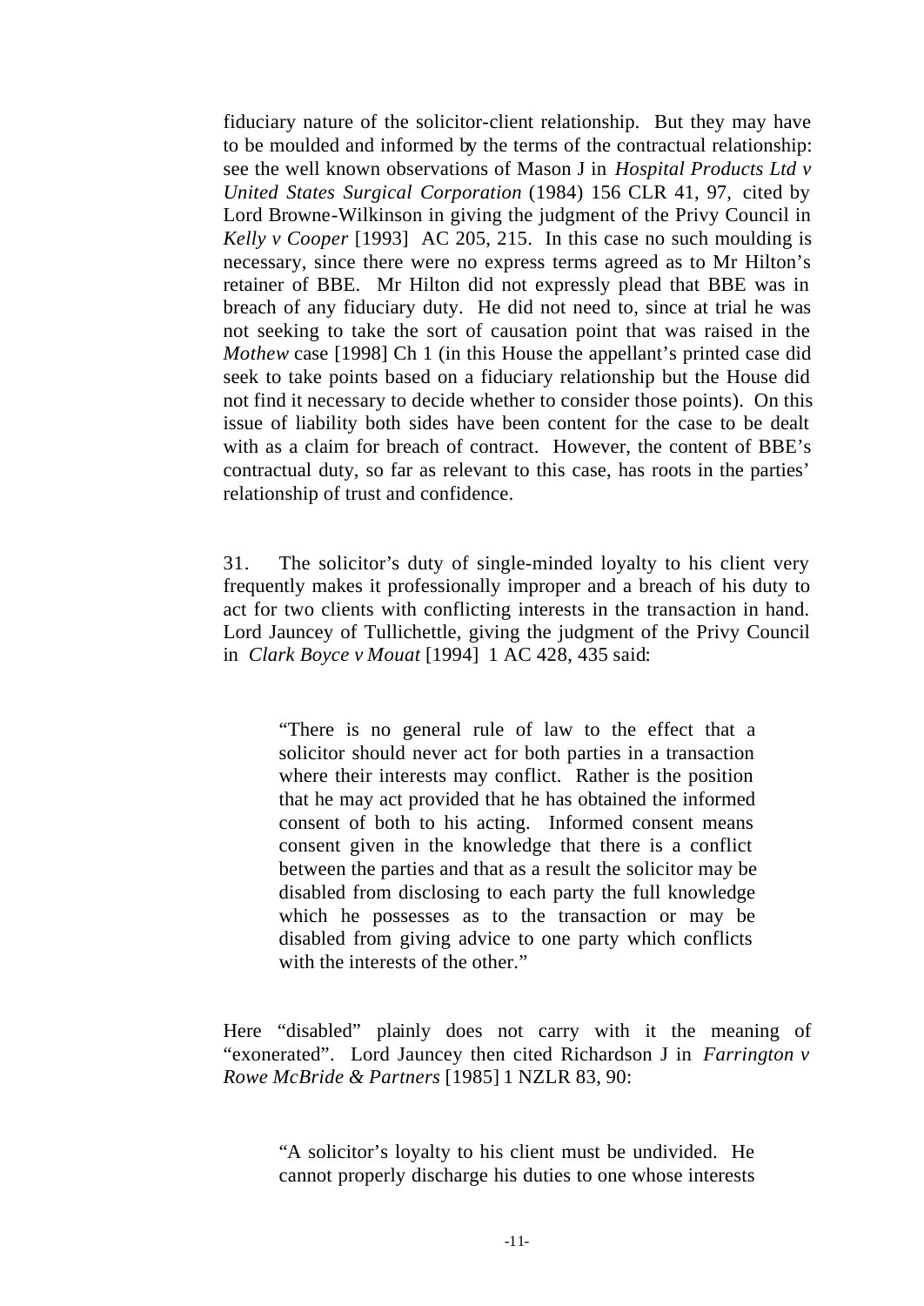fiduciary nature of the solicitor-client relationship. But they may have to be moulded and informed by the terms of the contractual relationship: see the well known observations of Mason J in *Hospital Products Ltd v United States Surgical Corporation* (1984) 156 CLR 41, 97, cited by Lord Browne-Wilkinson in giving the judgment of the Privy Council in *Kelly v Cooper* [1993] AC 205, 215. In this case no such moulding is necessary, since there were no express terms agreed as to Mr Hilton's retainer of BBE. Mr Hilton did not expressly plead that BBE was in breach of any fiduciary duty. He did not need to, since at trial he was not seeking to take the sort of causation point that was raised in the *Mothew* case [1998] Ch 1 (in this House the appellant's printed case did seek to take points based on a fiduciary relationship but the House did not find it necessary to decide whether to consider those points). On this issue of liability both sides have been content for the case to be dealt with as a claim for breach of contract. However, the content of BBE's contractual duty, so far as relevant to this case, has roots in the parties' relationship of trust and confidence.

31. The solicitor's duty of single-minded loyalty to his client very frequently makes it professionally improper and a breach of his duty to act for two clients with conflicting interests in the transaction in hand. Lord Jauncey of Tullichettle, giving the judgment of the Privy Council in *Clark Boyce v Mouat* [1994] 1 AC 428, 435 said:

> "There is no general rule of law to the effect that a solicitor should never act for both parties in a transaction where their interests may conflict. Rather is the position that he may act provided that he has obtained the informed consent of both to his acting. Informed consent means consent given in the knowledge that there is a conflict between the parties and that as a result the solicitor may be disabled from disclosing to each party the full knowledge which he possesses as to the transaction or may be disabled from giving advice to one party which conflicts with the interests of the other."

Here "disabled" plainly does not carry with it the meaning of "exonerated". Lord Jauncey then cited Richardson J in *Farrington v Rowe McBride & Partners* [1985] 1 NZLR 83, 90:

> "A solicitor's loyalty to his client must be undivided. He cannot properly discharge his duties to one whose interests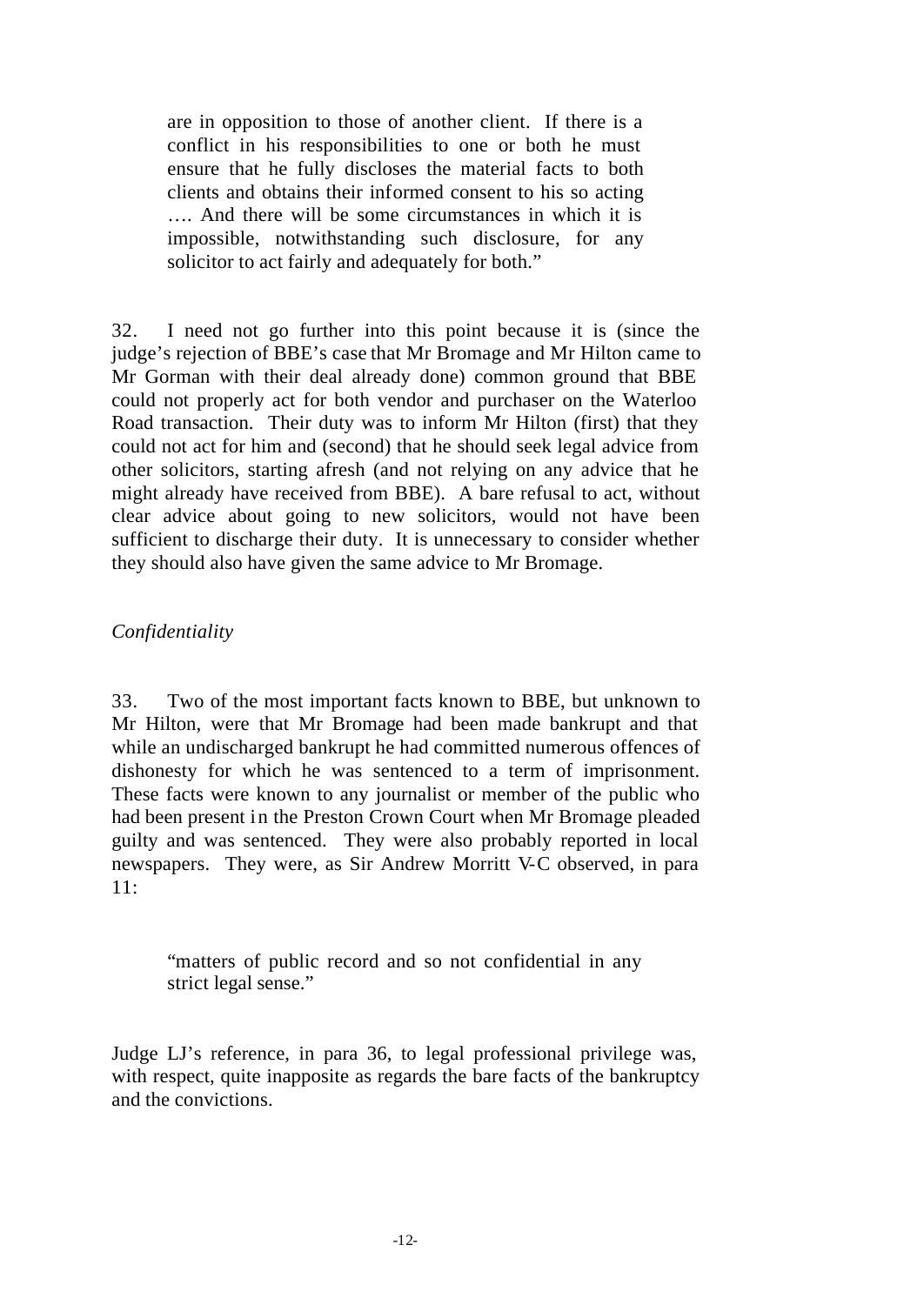> are in opposition to those of another client. If there is a conflict in his responsibilities to one or both he must ensure that he fully discloses the material facts to both clients and obtains their informed consent to his so acting …. And there will be some circumstances in which it is impossible, notwithstanding such disclosure, for any solicitor to act fairly and adequately for both."

32. I need not go further into this point because it is (since the judge's rejection of BBE's case that Mr Bromage and Mr Hilton came to Mr Gorman with their deal already done) common ground that BBE could not properly act for both vendor and purchaser on the Waterloo Road transaction. Their duty was to inform Mr Hilton (first) that they could not act for him and (second) that he should seek legal advice from other solicitors, starting afresh (and not relying on any advice that he might already have received from BBE). A bare refusal to act, without clear advice about going to new solicitors, would not have been sufficient to discharge their duty. It is unnecessary to consider whether they should also have given the same advice to Mr Bromage.

*Confidentiality*

33. Two of the most important facts known to BBE, but unknown to Mr Hilton, were that Mr Bromage had been made bankrupt and that while an undischarged bankrupt he had committed numerous offences of dishonesty for which he was sentenced to a term of imprisonment. These facts were known to any journalist or member of the public who had been present in the Preston Crown Court when Mr Bromage pleaded guilty and was sentenced. They were also probably reported in local newspapers. They were, as Sir Andrew Morritt V-C observed, in para 11:

> "matters of public record and so not confidential in any strict legal sense."

Judge LJ's reference, in para 36, to legal professional privilege was, with respect, quite inapposite as regards the bare facts of the bankruptcy and the convictions.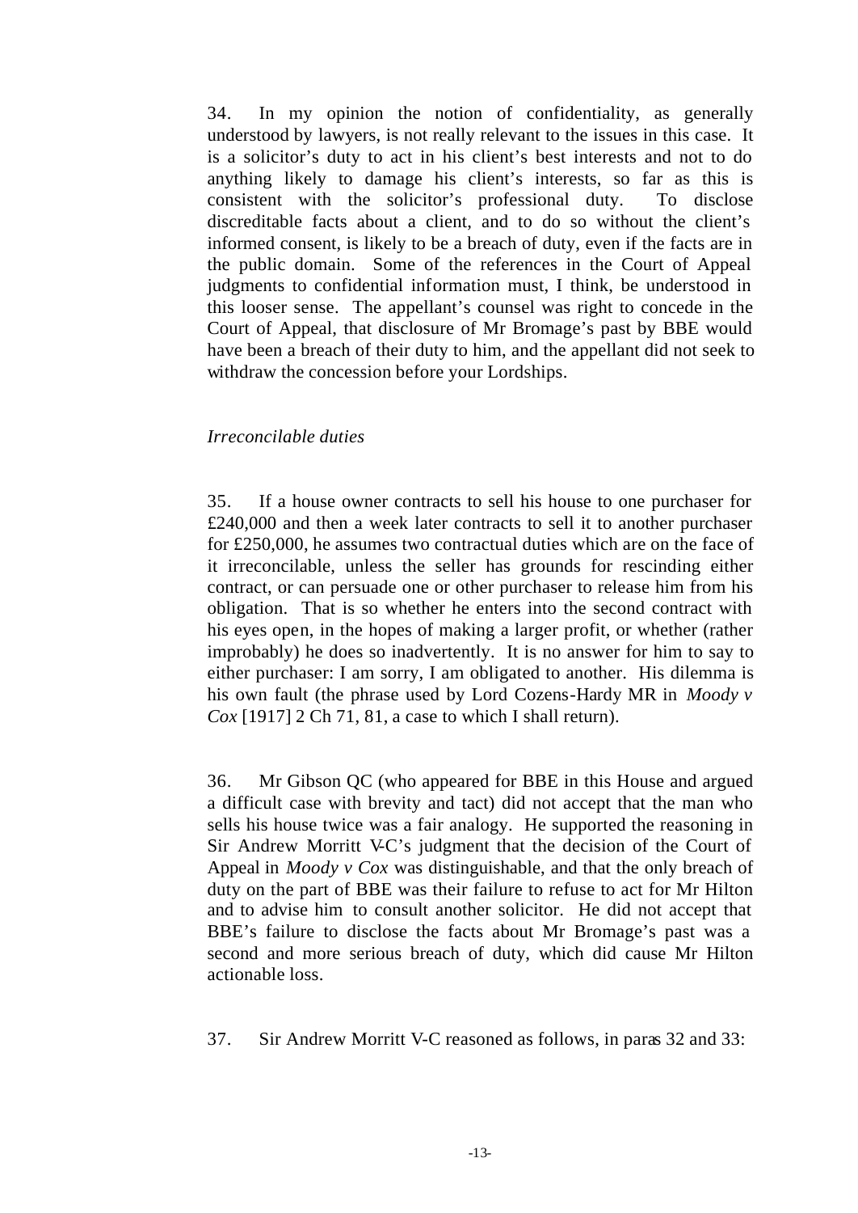34. In my opinion the notion of confidentiality, as generally understood by lawyers, is not really relevant to the issues in this case. It is a solicitor's duty to act in his client's best interests and not to do anything likely to damage his client's interests, so far as this is consistent with the solicitor's professional duty. To disclose discreditable facts about a client, and to do so without the client's informed consent, is likely to be a breach of duty, even if the facts are in the public domain. Some of the references in the Court of Appeal judgments to confidential information must, I think, be understood in this looser sense. The appellant's counsel was right to concede in the Court of Appeal, that disclosure of Mr Bromage's past by BBE would have been a breach of their duty to him, and the appellant did not seek to withdraw the concession before your Lordships.

*Irreconcilable duties*

35. If a house owner contracts to sell his house to one purchaser for £240,000 and then a week later contracts to sell it to another purchaser for £250,000, he assumes two contractual duties which are on the face of it irreconcilable, unless the seller has grounds for rescinding either contract, or can persuade one or other purchaser to release him from his obligation. That is so whether he enters into the second contract with his eyes open, in the hopes of making a larger profit, or whether (rather improbably) he does so inadvertently. It is no answer for him to say to either purchaser: I am sorry, I am obligated to another. His dilemma is his own fault (the phrase used by Lord Cozens-Hardy MR in *Moody v Cox* [1917] 2 Ch 71, 81, a case to which I shall return).

36. Mr Gibson QC (who appeared for BBE in this House and argued a difficult case with brevity and tact) did not accept that the man who sells his house twice was a fair analogy. He supported the reasoning in Sir Andrew Morritt V-C's judgment that the decision of the Court of Appeal in *Moody v Cox* was distinguishable, and that the only breach of duty on the part of BBE was their failure to refuse to act for Mr Hilton and to advise him to consult another solicitor. He did not accept that BBE's failure to disclose the facts about Mr Bromage's past was a second and more serious breach of duty, which did cause Mr Hilton actionable loss.

37. Sir Andrew Morritt V-C reasoned as follows, in paras 32 and 33: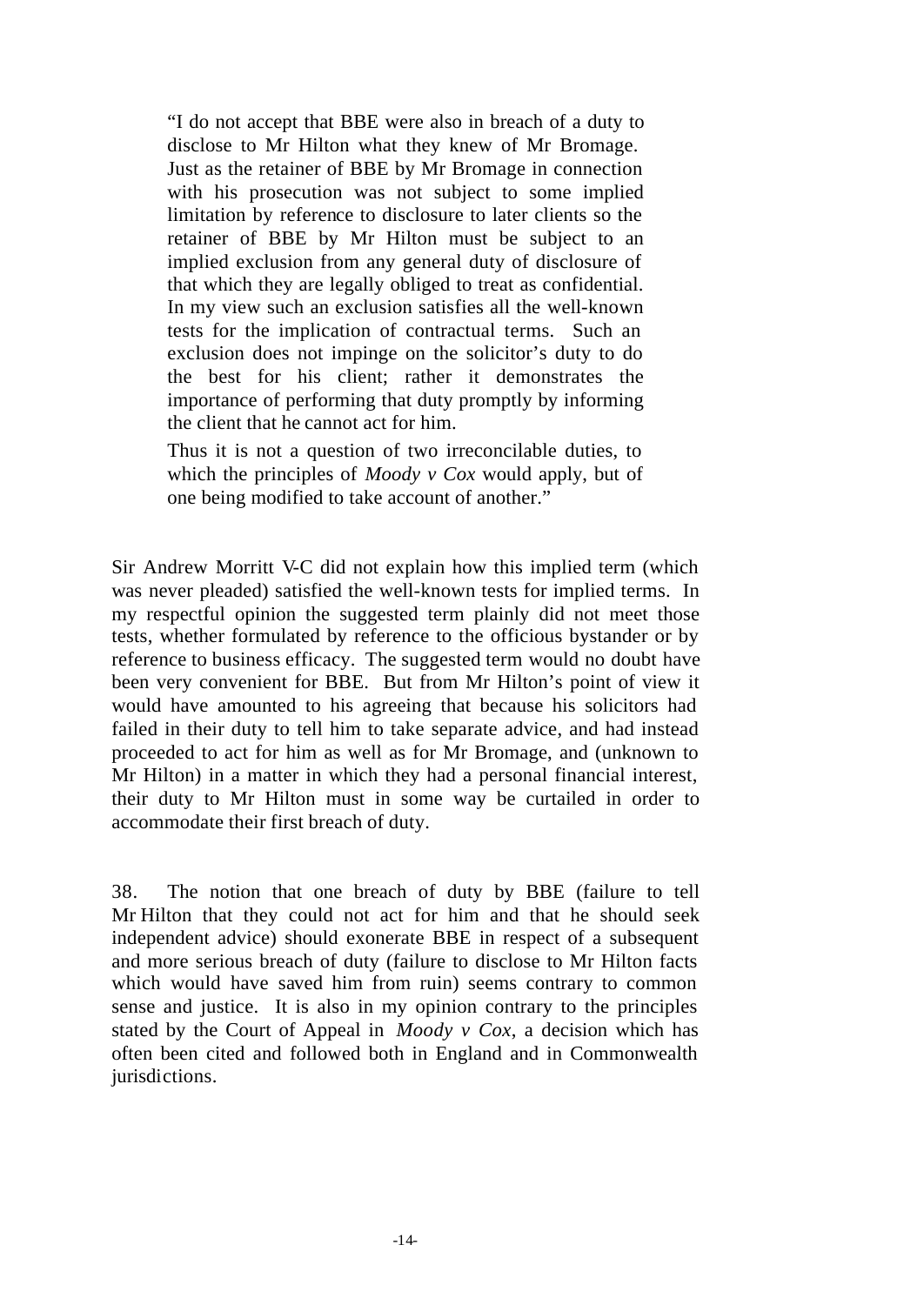> "I do not accept that BBE were also in breach of a duty to disclose to Mr Hilton what they knew of Mr Bromage. Just as the retainer of BBE by Mr Bromage in connection with his prosecution was not subject to some implied limitation by reference to disclosure to later clients so the retainer of BBE by Mr Hilton must be subject to an implied exclusion from any general duty of disclosure of that which they are legally obliged to treat as confidential. In my view such an exclusion satisfies all the well-known tests for the implication of contractual terms. Such an exclusion does not impinge on the solicitor's duty to do the best for his client; rather it demonstrates the importance of performing that duty promptly by informing the client that he cannot act for him.
>
> Thus it is not a question of two irreconcilable duties, to which the principles of *Moody v Cox* would apply, but of one being modified to take account of another."

Sir Andrew Morritt V-C did not explain how this implied term (which was never pleaded) satisfied the well-known tests for implied terms. In my respectful opinion the suggested term plainly did not meet those tests, whether formulated by reference to the officious bystander or by reference to business efficacy. The suggested term would no doubt have been very convenient for BBE. But from Mr Hilton's point of view it would have amounted to his agreeing that because his solicitors had failed in their duty to tell him to take separate advice, and had instead proceeded to act for him as well as for Mr Bromage, and (unknown to Mr Hilton) in a matter in which they had a personal financial interest, their duty to Mr Hilton must in some way be curtailed in order to accommodate their first breach of duty.

38. The notion that one breach of duty by BBE (failure to tell Mr Hilton that they could not act for him and that he should seek independent advice) should exonerate BBE in respect of a subsequent and more serious breach of duty (failure to disclose to Mr Hilton facts which would have saved him from ruin) seems contrary to common sense and justice. It is also in my opinion contrary to the principles stated by the Court of Appeal in *Moody v Cox*, a decision which has often been cited and followed both in England and in Commonwealth jurisdictions.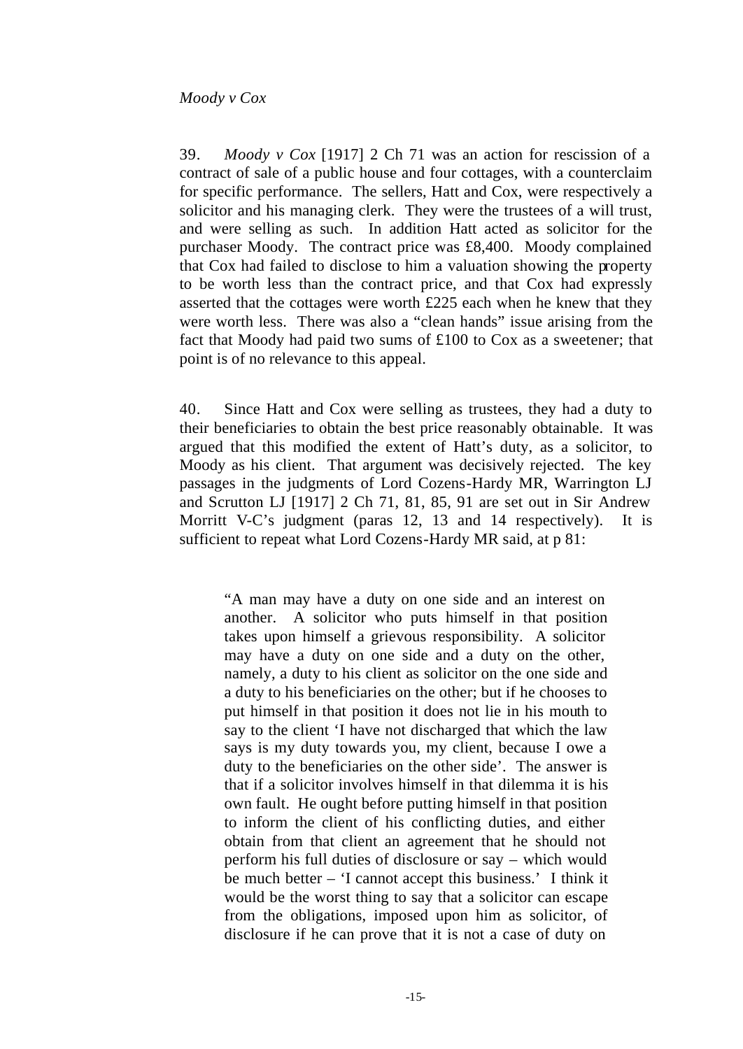*Moody v Cox*

39. *Moody v Cox* [1917] 2 Ch 71 was an action for rescission of a contract of sale of a public house and four cottages, with a counterclaim for specific performance. The sellers, Hatt and Cox, were respectively a solicitor and his managing clerk. They were the trustees of a will trust, and were selling as such. In addition Hatt acted as solicitor for the purchaser Moody. The contract price was £8,400. Moody complained that Cox had failed to disclose to him a valuation showing the property to be worth less than the contract price, and that Cox had expressly asserted that the cottages were worth £225 each when he knew that they were worth less. There was also a "clean hands" issue arising from the fact that Moody had paid two sums of £100 to Cox as a sweetener; that point is of no relevance to this appeal.

40. Since Hatt and Cox were selling as trustees, they had a duty to their beneficiaries to obtain the best price reasonably obtainable. It was argued that this modified the extent of Hatt's duty, as a solicitor, to Moody as his client. That argument was decisively rejected. The key passages in the judgments of Lord Cozens-Hardy MR, Warrington LJ and Scrutton LJ [1917] 2 Ch 71, 81, 85, 91 are set out in Sir Andrew Morritt V-C's judgment (paras 12, 13 and 14 respectively). It is sufficient to repeat what Lord Cozens-Hardy MR said, at p 81:

> "A man may have a duty on one side and an interest on another. A solicitor who puts himself in that position takes upon himself a grievous responsibility. A solicitor may have a duty on one side and a duty on the other, namely, a duty to his client as solicitor on the one side and a duty to his beneficiaries on the other; but if he chooses to put himself in that position it does not lie in his mouth to say to the client 'I have not discharged that which the law says is my duty towards you, my client, because I owe a duty to the beneficiaries on the other side'. The answer is that if a solicitor involves himself in that dilemma it is his own fault. He ought before putting himself in that position to inform the client of his conflicting duties, and either obtain from that client an agreement that he should not perform his full duties of disclosure or say – which would be much better – 'I cannot accept this business.' I think it would be the worst thing to say that a solicitor can escape from the obligations, imposed upon him as solicitor, of disclosure if he can prove that it is not a case of duty on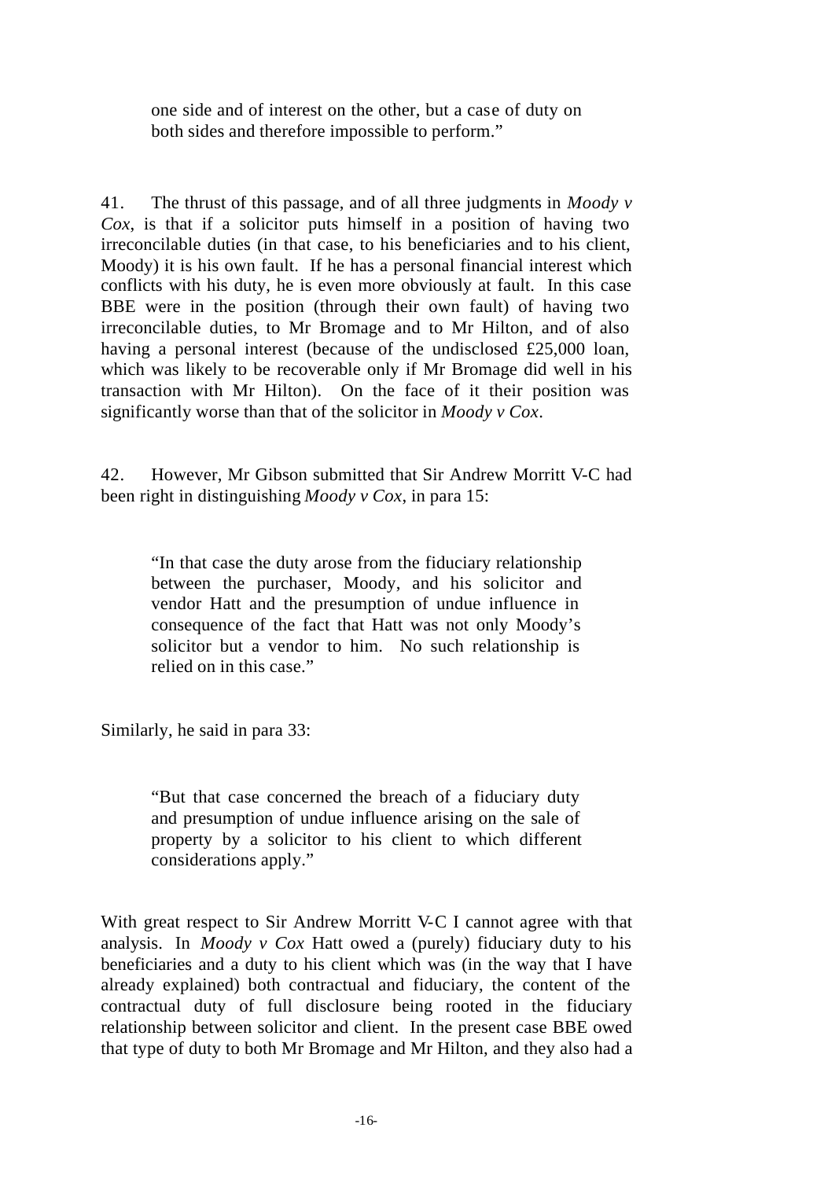> one side and of interest on the other, but a case of duty on both sides and therefore impossible to perform."

41. The thrust of this passage, and of all three judgments in *Moody v Cox*, is that if a solicitor puts himself in a position of having two irreconcilable duties (in that case, to his beneficiaries and to his client, Moody) it is his own fault. If he has a personal financial interest which conflicts with his duty, he is even more obviously at fault. In this case BBE were in the position (through their own fault) of having two irreconcilable duties, to Mr Bromage and to Mr Hilton, and of also having a personal interest (because of the undisclosed £25,000 loan, which was likely to be recoverable only if Mr Bromage did well in his transaction with Mr Hilton). On the face of it their position was significantly worse than that of the solicitor in *Moody v Cox*.

42. However, Mr Gibson submitted that Sir Andrew Morritt V-C had been right in distinguishing *Moody v Cox*, in para 15:

> "In that case the duty arose from the fiduciary relationship between the purchaser, Moody, and his solicitor and vendor Hatt and the presumption of undue influence in consequence of the fact that Hatt was not only Moody's solicitor but a vendor to him. No such relationship is relied on in this case."

Similarly, he said in para 33:

> "But that case concerned the breach of a fiduciary duty and presumption of undue influence arising on the sale of property by a solicitor to his client to which different considerations apply."

With great respect to Sir Andrew Morritt V-C I cannot agree with that analysis. In *Moody v Cox* Hatt owed a (purely) fiduciary duty to his beneficiaries and a duty to his client which was (in the way that I have already explained) both contractual and fiduciary, the content of the contractual duty of full disclosure being rooted in the fiduciary relationship between solicitor and client. In the present case BBE owed that type of duty to both Mr Bromage and Mr Hilton, and they also had a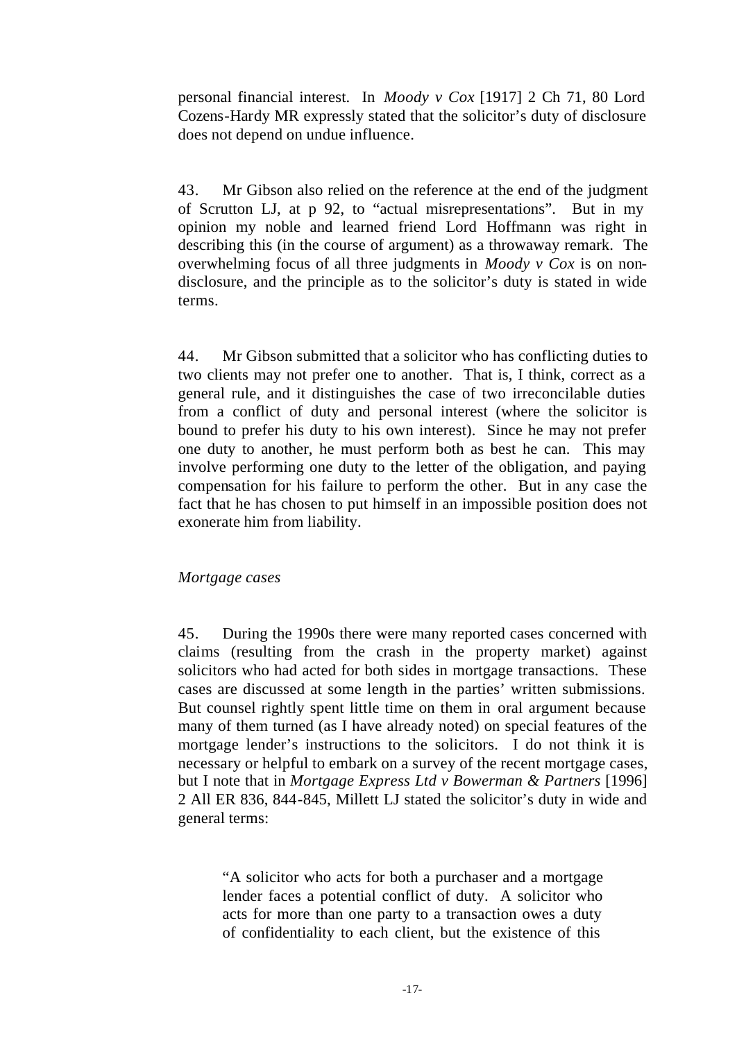personal financial interest. In *Moody v Cox* [1917] 2 Ch 71, 80 Lord Cozens-Hardy MR expressly stated that the solicitor's duty of disclosure does not depend on undue influence.

43. Mr Gibson also relied on the reference at the end of the judgment of Scrutton LJ, at p 92, to "actual misrepresentations". But in my opinion my noble and learned friend Lord Hoffmann was right in describing this (in the course of argument) as a throwaway remark. The overwhelming focus of all three judgments in *Moody v Cox* is on non-disclosure, and the principle as to the solicitor's duty is stated in wide terms.

44. Mr Gibson submitted that a solicitor who has conflicting duties to two clients may not prefer one to another. That is, I think, correct as a general rule, and it distinguishes the case of two irreconcilable duties from a conflict of duty and personal interest (where the solicitor is bound to prefer his duty to his own interest). Since he may not prefer one duty to another, he must perform both as best he can. This may involve performing one duty to the letter of the obligation, and paying compensation for his failure to perform the other. But in any case the fact that he has chosen to put himself in an impossible position does not exonerate him from liability.

*Mortgage cases*

45. During the 1990s there were many reported cases concerned with claims (resulting from the crash in the property market) against solicitors who had acted for both sides in mortgage transactions. These cases are discussed at some length in the parties' written submissions. But counsel rightly spent little time on them in oral argument because many of them turned (as I have already noted) on special features of the mortgage lender's instructions to the solicitors. I do not think it is necessary or helpful to embark on a survey of the recent mortgage cases, but I note that in *Mortgage Express Ltd v Bowerman & Partners* [1996] 2 All ER 836, 844-845, Millett LJ stated the solicitor's duty in wide and general terms:

> "A solicitor who acts for both a purchaser and a mortgage lender faces a potential conflict of duty. A solicitor who acts for more than one party to a transaction owes a duty of confidentiality to each client, but the existence of this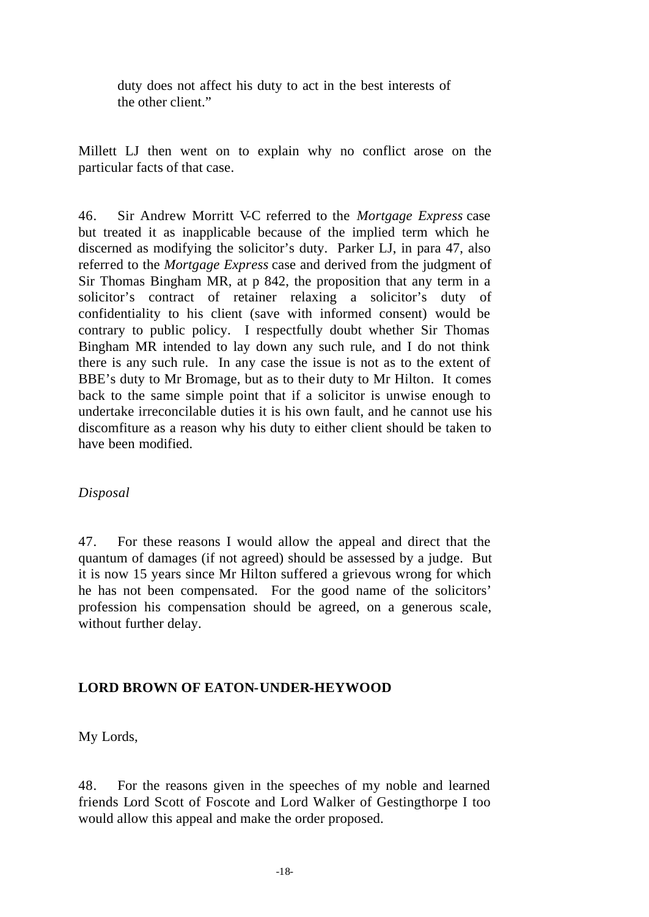duty does not affect his duty to act in the best interests of the other client."

Millett LJ then went on to explain why no conflict arose on the particular facts of that case.

46. Sir Andrew Morritt V-C referred to the *Mortgage Express* case but treated it as inapplicable because of the implied term which he discerned as modifying the solicitor's duty. Parker LJ, in para 47, also referred to the *Mortgage Express* case and derived from the judgment of Sir Thomas Bingham MR, at p 842, the proposition that any term in a solicitor's contract of retainer relaxing a solicitor's duty of confidentiality to his client (save with informed consent) would be contrary to public policy. I respectfully doubt whether Sir Thomas Bingham MR intended to lay down any such rule, and I do not think there is any such rule. In any case the issue is not as to the extent of BBE's duty to Mr Bromage, but as to their duty to Mr Hilton. It comes back to the same simple point that if a solicitor is unwise enough to undertake irreconcilable duties it is his own fault, and he cannot use his discomfiture as a reason why his duty to either client should be taken to have been modified.

*Disposal*

47. For these reasons I would allow the appeal and direct that the quantum of damages (if not agreed) should be assessed by a judge. But it is now 15 years since Mr Hilton suffered a grievous wrong for which he has not been compensated. For the good name of the solicitors' profession his compensation should be agreed, on a generous scale, without further delay.

**LORD BROWN OF EATON-UNDER-HEYWOOD**

My Lords,

48. For the reasons given in the speeches of my noble and learned friends Lord Scott of Foscote and Lord Walker of Gestingthorpe I too would allow this appeal and make the order proposed.